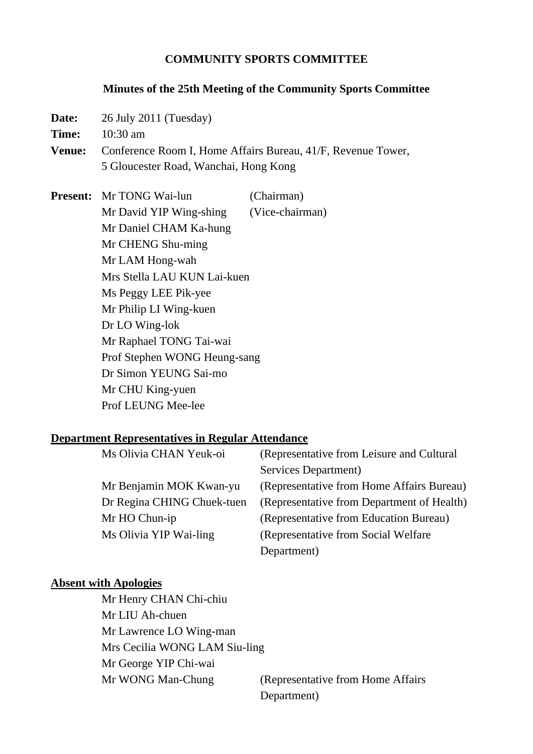# COMMUNITY SPORTS COMMITTEE

## Minutes of the 25th Meeting of the Community Sports Committee

**Date:** 26 July 2011 (Tuesday)

**Time:** 10:30 am

**Venue:** Conference Room I, Home Affairs Bureau, 41/F, Revenue Tower, 5 Gloucester Road, Wanchai, Hong Kong

**Present:**

| | |
|---|---|
| Mr TONG Wai-lun | (Chairman) |
| Mr David YIP Wing-shing | (Vice-chairman) |
| Mr Daniel CHAM Ka-hung | |
| Mr CHENG Shu-ming | |
| Mr LAM Hong-wah | |
| Mrs Stella LAU KUN Lai-kuen | |
| Ms Peggy LEE Pik-yee | |
| Mr Philip LI Wing-kuen | |
| Dr LO Wing-lok | |
| Mr Raphael TONG Tai-wai | |
| Prof Stephen WONG Heung-sang | |
| Dr Simon YEUNG Sai-mo | |
| Mr CHU King-yuen | |
| Prof LEUNG Mee-lee | |

**Department Representatives in Regular Attendance**

| | |
|---|---|
| Ms Olivia CHAN Yeuk-oi | (Representative from Leisure and Cultural Services Department) |
| Mr Benjamin MOK Kwan-yu | (Representative from Home Affairs Bureau) |
| Dr Regina CHING Chuek-tuen | (Representative from Department of Health) |
| Mr HO Chun-ip | (Representative from Education Bureau) |
| Ms Olivia YIP Wai-ling | (Representative from Social Welfare Department) |

**Absent with Apologies**

| | |
|---|---|
| Mr Henry CHAN Chi-chiu | |
| Mr LIU Ah-chuen | |
| Mr Lawrence LO Wing-man | |
| Mrs Cecilia WONG LAM Siu-ling | |
| Mr George YIP Chi-wai | |
| Mr WONG Man-Chung | (Representative from Home Affairs Department) |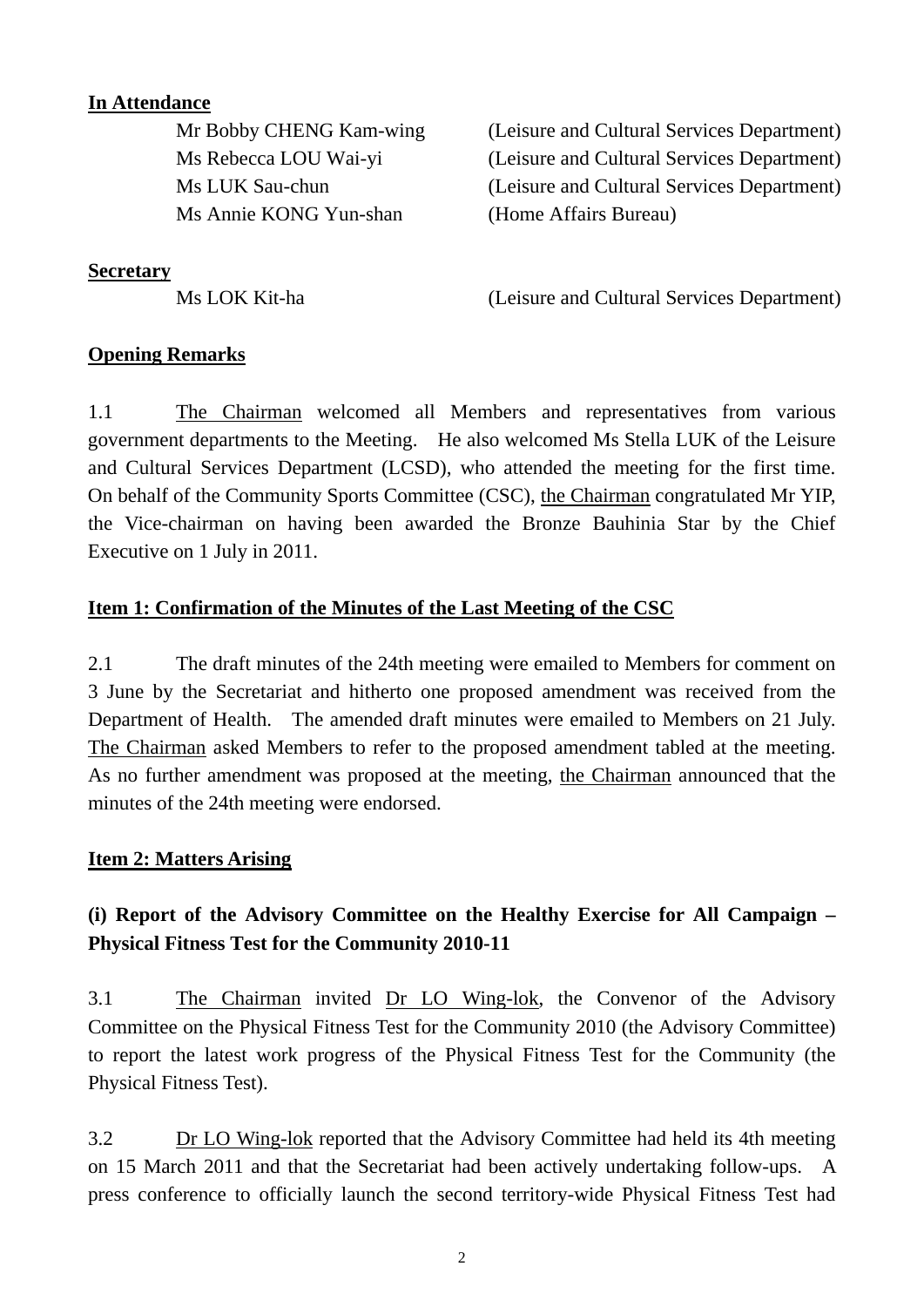**In Attendance**

| | |
|---|---|
| Mr Bobby CHENG Kam-wing | (Leisure and Cultural Services Department) |
| Ms Rebecca LOU Wai-yi | (Leisure and Cultural Services Department) |
| Ms LUK Sau-chun | (Leisure and Cultural Services Department) |
| Ms Annie KONG Yun-shan | (Home Affairs Bureau) |

**Secretary**

| | |
|---|---|
| Ms LOK Kit-ha | (Leisure and Cultural Services Department) |

**Opening Remarks**

1.1 The Chairman welcomed all Members and representatives from various government departments to the Meeting. He also welcomed Ms Stella LUK of the Leisure and Cultural Services Department (LCSD), who attended the meeting for the first time. On behalf of the Community Sports Committee (CSC), the Chairman congratulated Mr YIP, the Vice-chairman on having been awarded the Bronze Bauhinia Star by the Chief Executive on 1 July in 2011.

**Item 1: Confirmation of the Minutes of the Last Meeting of the CSC**

2.1 The draft minutes of the 24th meeting were emailed to Members for comment on 3 June by the Secretariat and hitherto one proposed amendment was received from the Department of Health. The amended draft minutes were emailed to Members on 21 July. The Chairman asked Members to refer to the proposed amendment tabled at the meeting. As no further amendment was proposed at the meeting, the Chairman announced that the minutes of the 24th meeting were endorsed.

**Item 2: Matters Arising**

**(i) Report of the Advisory Committee on the Healthy Exercise for All Campaign – Physical Fitness Test for the Community 2010-11**

3.1 The Chairman invited Dr LO Wing-lok, the Convenor of the Advisory Committee on the Physical Fitness Test for the Community 2010 (the Advisory Committee) to report the latest work progress of the Physical Fitness Test for the Community (the Physical Fitness Test).

3.2 Dr LO Wing-lok reported that the Advisory Committee had held its 4th meeting on 15 March 2011 and that the Secretariat had been actively undertaking follow-ups. A press conference to officially launch the second territory-wide Physical Fitness Test had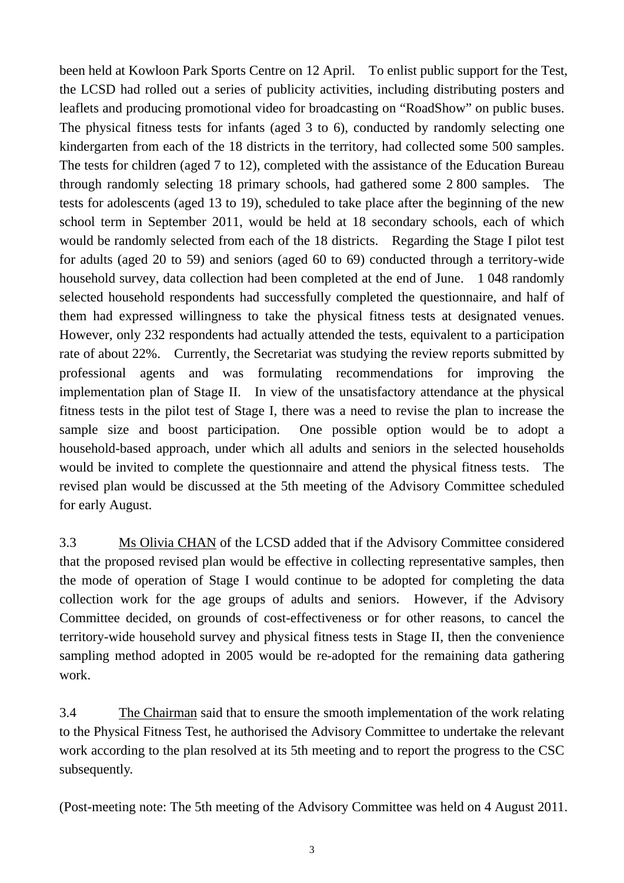been held at Kowloon Park Sports Centre on 12 April. To enlist public support for the Test, the LCSD had rolled out a series of publicity activities, including distributing posters and leaflets and producing promotional video for broadcasting on "RoadShow" on public buses. The physical fitness tests for infants (aged 3 to 6), conducted by randomly selecting one kindergarten from each of the 18 districts in the territory, had collected some 500 samples. The tests for children (aged 7 to 12), completed with the assistance of the Education Bureau through randomly selecting 18 primary schools, had gathered some 2 800 samples. The tests for adolescents (aged 13 to 19), scheduled to take place after the beginning of the new school term in September 2011, would be held at 18 secondary schools, each of which would be randomly selected from each of the 18 districts. Regarding the Stage I pilot test for adults (aged 20 to 59) and seniors (aged 60 to 69) conducted through a territory-wide household survey, data collection had been completed at the end of June. 1 048 randomly selected household respondents had successfully completed the questionnaire, and half of them had expressed willingness to take the physical fitness tests at designated venues. However, only 232 respondents had actually attended the tests, equivalent to a participation rate of about 22%. Currently, the Secretariat was studying the review reports submitted by professional agents and was formulating recommendations for improving the implementation plan of Stage II. In view of the unsatisfactory attendance at the physical fitness tests in the pilot test of Stage I, there was a need to revise the plan to increase the sample size and boost participation. One possible option would be to adopt a household-based approach, under which all adults and seniors in the selected households would be invited to complete the questionnaire and attend the physical fitness tests. The revised plan would be discussed at the 5th meeting of the Advisory Committee scheduled for early August.

3.3 Ms Olivia CHAN of the LCSD added that if the Advisory Committee considered that the proposed revised plan would be effective in collecting representative samples, then the mode of operation of Stage I would continue to be adopted for completing the data collection work for the age groups of adults and seniors. However, if the Advisory Committee decided, on grounds of cost-effectiveness or for other reasons, to cancel the territory-wide household survey and physical fitness tests in Stage II, then the convenience sampling method adopted in 2005 would be re-adopted for the remaining data gathering work.

3.4 The Chairman said that to ensure the smooth implementation of the work relating to the Physical Fitness Test, he authorised the Advisory Committee to undertake the relevant work according to the plan resolved at its 5th meeting and to report the progress to the CSC subsequently.

(Post-meeting note: The 5th meeting of the Advisory Committee was held on 4 August 2011.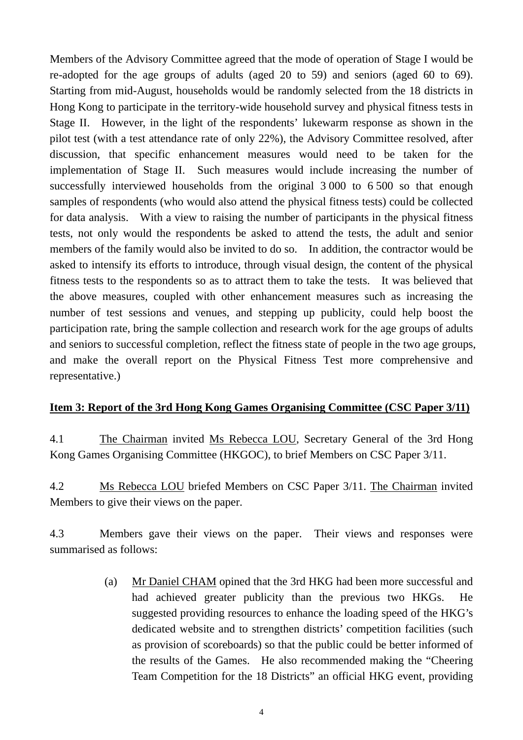Members of the Advisory Committee agreed that the mode of operation of Stage I would be re-adopted for the age groups of adults (aged 20 to 59) and seniors (aged 60 to 69). Starting from mid-August, households would be randomly selected from the 18 districts in Hong Kong to participate in the territory-wide household survey and physical fitness tests in Stage II. However, in the light of the respondents' lukewarm response as shown in the pilot test (with a test attendance rate of only 22%), the Advisory Committee resolved, after discussion, that specific enhancement measures would need to be taken for the implementation of Stage II. Such measures would include increasing the number of successfully interviewed households from the original 3 000 to 6 500 so that enough samples of respondents (who would also attend the physical fitness tests) could be collected for data analysis. With a view to raising the number of participants in the physical fitness tests, not only would the respondents be asked to attend the tests, the adult and senior members of the family would also be invited to do so. In addition, the contractor would be asked to intensify its efforts to introduce, through visual design, the content of the physical fitness tests to the respondents so as to attract them to take the tests. It was believed that the above measures, coupled with other enhancement measures such as increasing the number of test sessions and venues, and stepping up publicity, could help boost the participation rate, bring the sample collection and research work for the age groups of adults and seniors to successful completion, reflect the fitness state of people in the two age groups, and make the overall report on the Physical Fitness Test more comprehensive and representative.)

**Item 3: Report of the 3rd Hong Kong Games Organising Committee (CSC Paper 3/11)**

4.1 The Chairman invited Ms Rebecca LOU, Secretary General of the 3rd Hong Kong Games Organising Committee (HKGOC), to brief Members on CSC Paper 3/11.

4.2 Ms Rebecca LOU briefed Members on CSC Paper 3/11. The Chairman invited Members to give their views on the paper.

4.3 Members gave their views on the paper. Their views and responses were summarised as follows:

(a) Mr Daniel CHAM opined that the 3rd HKG had been more successful and had achieved greater publicity than the previous two HKGs. He suggested providing resources to enhance the loading speed of the HKG's dedicated website and to strengthen districts' competition facilities (such as provision of scoreboards) so that the public could be better informed of the results of the Games. He also recommended making the "Cheering Team Competition for the 18 Districts" an official HKG event, providing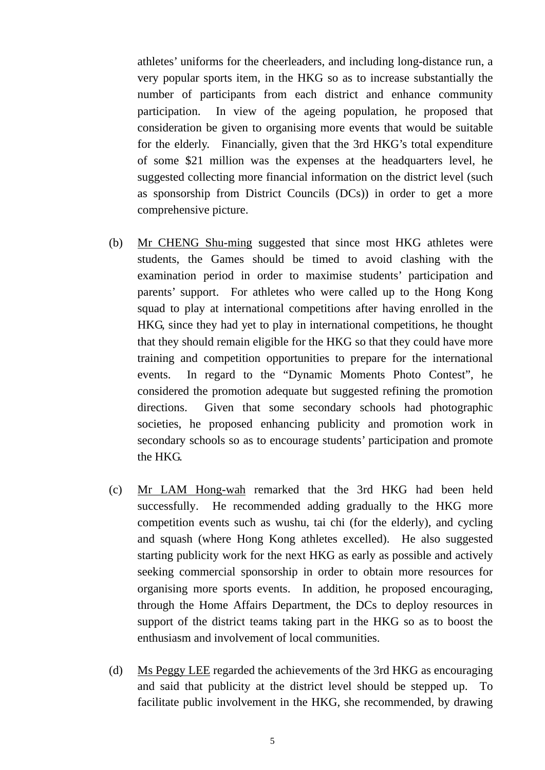athletes' uniforms for the cheerleaders, and including long-distance run, a very popular sports item, in the HKG so as to increase substantially the number of participants from each district and enhance community participation. In view of the ageing population, he proposed that consideration be given to organising more events that would be suitable for the elderly. Financially, given that the 3rd HKG's total expenditure of some $21 million was the expenses at the headquarters level, he suggested collecting more financial information on the district level (such as sponsorship from District Councils (DCs)) in order to get a more comprehensive picture.

(b) Mr CHENG Shu-ming suggested that since most HKG athletes were students, the Games should be timed to avoid clashing with the examination period in order to maximise students' participation and parents' support. For athletes who were called up to the Hong Kong squad to play at international competitions after having enrolled in the HKG, since they had yet to play in international competitions, he thought that they should remain eligible for the HKG so that they could have more training and competition opportunities to prepare for the international events. In regard to the "Dynamic Moments Photo Contest", he considered the promotion adequate but suggested refining the promotion directions. Given that some secondary schools had photographic societies, he proposed enhancing publicity and promotion work in secondary schools so as to encourage students' participation and promote the HKG.

(c) Mr LAM Hong-wah remarked that the 3rd HKG had been held successfully. He recommended adding gradually to the HKG more competition events such as wushu, tai chi (for the elderly), and cycling and squash (where Hong Kong athletes excelled). He also suggested starting publicity work for the next HKG as early as possible and actively seeking commercial sponsorship in order to obtain more resources for organising more sports events. In addition, he proposed encouraging, through the Home Affairs Department, the DCs to deploy resources in support of the district teams taking part in the HKG so as to boost the enthusiasm and involvement of local communities.

(d) Ms Peggy LEE regarded the achievements of the 3rd HKG as encouraging and said that publicity at the district level should be stepped up. To facilitate public involvement in the HKG, she recommended, by drawing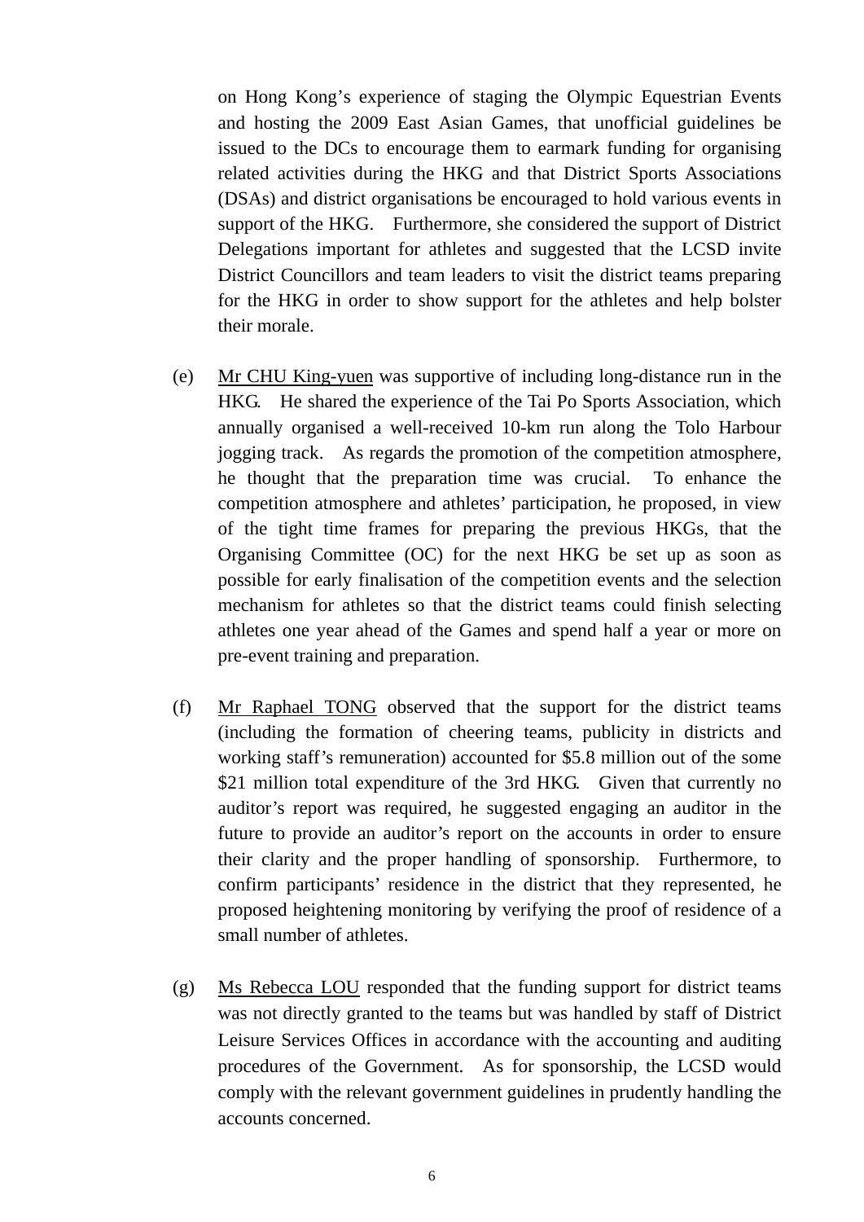on Hong Kong's experience of staging the Olympic Equestrian Events and hosting the 2009 East Asian Games, that unofficial guidelines be issued to the DCs to encourage them to earmark funding for organising related activities during the HKG and that District Sports Associations (DSAs) and district organisations be encouraged to hold various events in support of the HKG. Furthermore, she considered the support of District Delegations important for athletes and suggested that the LCSD invite District Councillors and team leaders to visit the district teams preparing for the HKG in order to show support for the athletes and help bolster their morale.

(e) Mr CHU King-yuen was supportive of including long-distance run in the HKG. He shared the experience of the Tai Po Sports Association, which annually organised a well-received 10-km run along the Tolo Harbour jogging track. As regards the promotion of the competition atmosphere, he thought that the preparation time was crucial. To enhance the competition atmosphere and athletes' participation, he proposed, in view of the tight time frames for preparing the previous HKGs, that the Organising Committee (OC) for the next HKG be set up as soon as possible for early finalisation of the competition events and the selection mechanism for athletes so that the district teams could finish selecting athletes one year ahead of the Games and spend half a year or more on pre-event training and preparation.

(f) Mr Raphael TONG observed that the support for the district teams (including the formation of cheering teams, publicity in districts and working staff's remuneration) accounted for $5.8 million out of the some $21 million total expenditure of the 3rd HKG. Given that currently no auditor's report was required, he suggested engaging an auditor in the future to provide an auditor's report on the accounts in order to ensure their clarity and the proper handling of sponsorship. Furthermore, to confirm participants' residence in the district that they represented, he proposed heightening monitoring by verifying the proof of residence of a small number of athletes.

(g) Ms Rebecca LOU responded that the funding support for district teams was not directly granted to the teams but was handled by staff of District Leisure Services Offices in accordance with the accounting and auditing procedures of the Government. As for sponsorship, the LCSD would comply with the relevant government guidelines in prudently handling the accounts concerned.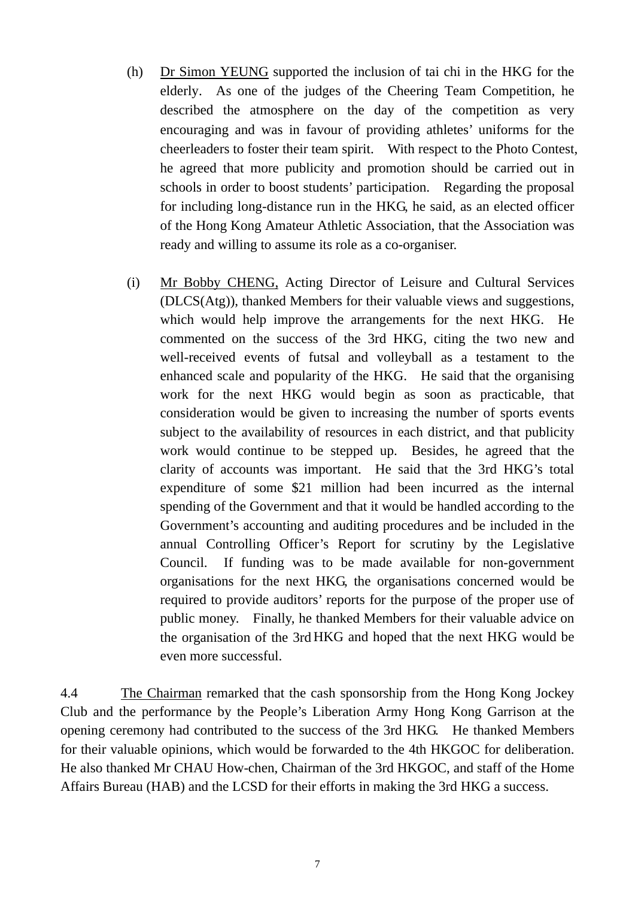(h) Dr Simon YEUNG supported the inclusion of tai chi in the HKG for the elderly. As one of the judges of the Cheering Team Competition, he described the atmosphere on the day of the competition as very encouraging and was in favour of providing athletes' uniforms for the cheerleaders to foster their team spirit. With respect to the Photo Contest, he agreed that more publicity and promotion should be carried out in schools in order to boost students' participation. Regarding the proposal for including long-distance run in the HKG, he said, as an elected officer of the Hong Kong Amateur Athletic Association, that the Association was ready and willing to assume its role as a co-organiser.

(i) Mr Bobby CHENG, Acting Director of Leisure and Cultural Services (DLCS(Atg)), thanked Members for their valuable views and suggestions, which would help improve the arrangements for the next HKG. He commented on the success of the 3rd HKG, citing the two new and well-received events of futsal and volleyball as a testament to the enhanced scale and popularity of the HKG. He said that the organising work for the next HKG would begin as soon as practicable, that consideration would be given to increasing the number of sports events subject to the availability of resources in each district, and that publicity work would continue to be stepped up. Besides, he agreed that the clarity of accounts was important. He said that the 3rd HKG's total expenditure of some $21 million had been incurred as the internal spending of the Government and that it would be handled according to the Government's accounting and auditing procedures and be included in the annual Controlling Officer's Report for scrutiny by the Legislative Council. If funding was to be made available for non-government organisations for the next HKG, the organisations concerned would be required to provide auditors' reports for the purpose of the proper use of public money. Finally, he thanked Members for their valuable advice on the organisation of the 3rd HKG and hoped that the next HKG would be even more successful.

4.4 The Chairman remarked that the cash sponsorship from the Hong Kong Jockey Club and the performance by the People's Liberation Army Hong Kong Garrison at the opening ceremony had contributed to the success of the 3rd HKG. He thanked Members for their valuable opinions, which would be forwarded to the 4th HKGOC for deliberation. He also thanked Mr CHAU How-chen, Chairman of the 3rd HKGOC, and staff of the Home Affairs Bureau (HAB) and the LCSD for their efforts in making the 3rd HKG a success.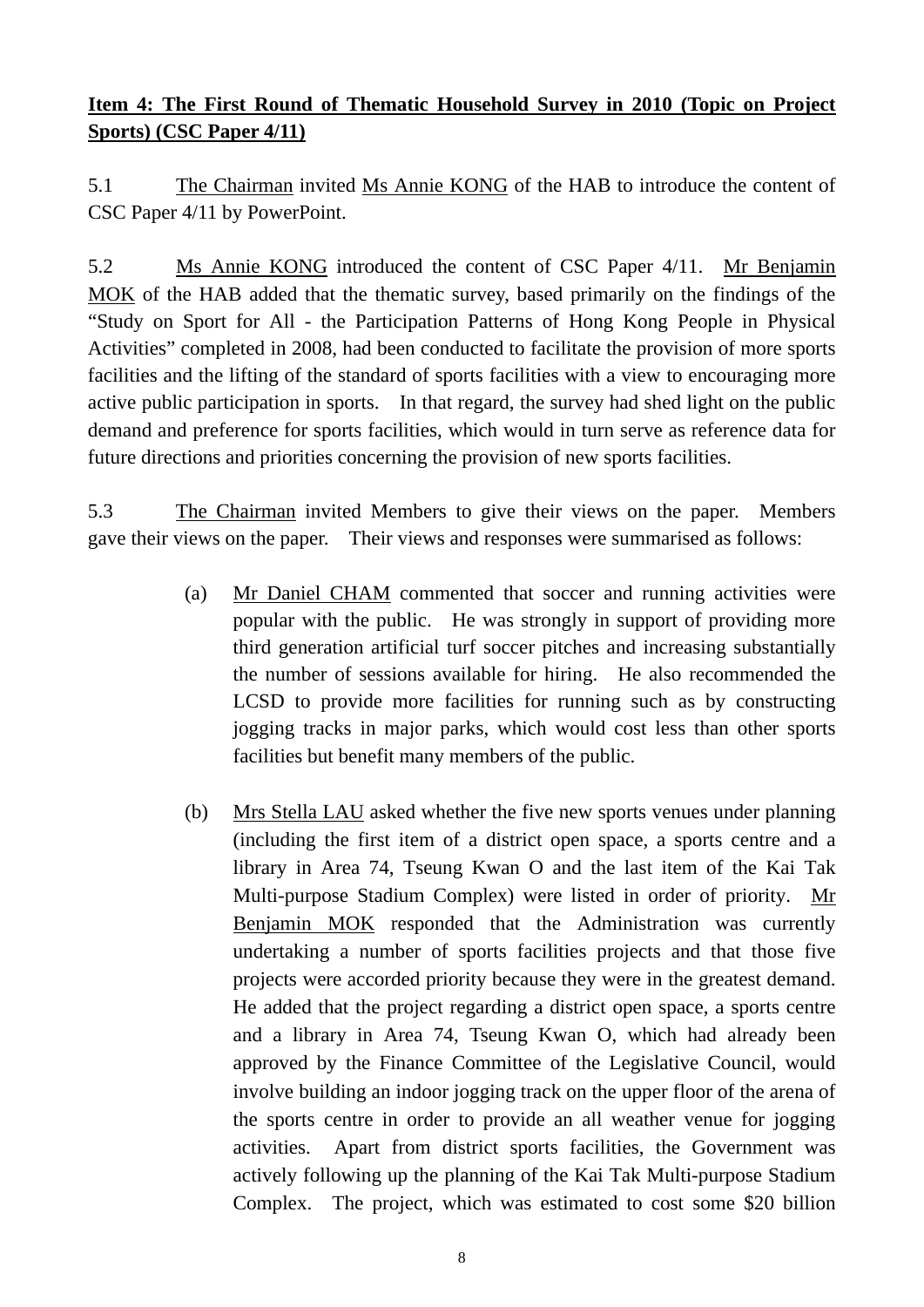**Item 4: The First Round of Thematic Household Survey in 2010 (Topic on Project Sports) (CSC Paper 4/11)**

5.1 The Chairman invited Ms Annie KONG of the HAB to introduce the content of CSC Paper 4/11 by PowerPoint.

5.2 Ms Annie KONG introduced the content of CSC Paper 4/11. Mr Benjamin MOK of the HAB added that the thematic survey, based primarily on the findings of the "Study on Sport for All - the Participation Patterns of Hong Kong People in Physical Activities" completed in 2008, had been conducted to facilitate the provision of more sports facilities and the lifting of the standard of sports facilities with a view to encouraging more active public participation in sports. In that regard, the survey had shed light on the public demand and preference for sports facilities, which would in turn serve as reference data for future directions and priorities concerning the provision of new sports facilities.

5.3 The Chairman invited Members to give their views on the paper. Members gave their views on the paper. Their views and responses were summarised as follows:

(a) Mr Daniel CHAM commented that soccer and running activities were popular with the public. He was strongly in support of providing more third generation artificial turf soccer pitches and increasing substantially the number of sessions available for hiring. He also recommended the LCSD to provide more facilities for running such as by constructing jogging tracks in major parks, which would cost less than other sports facilities but benefit many members of the public.

(b) Mrs Stella LAU asked whether the five new sports venues under planning (including the first item of a district open space, a sports centre and a library in Area 74, Tseung Kwan O and the last item of the Kai Tak Multi-purpose Stadium Complex) were listed in order of priority. Mr Benjamin MOK responded that the Administration was currently undertaking a number of sports facilities projects and that those five projects were accorded priority because they were in the greatest demand. He added that the project regarding a district open space, a sports centre and a library in Area 74, Tseung Kwan O, which had already been approved by the Finance Committee of the Legislative Council, would involve building an indoor jogging track on the upper floor of the arena of the sports centre in order to provide an all weather venue for jogging activities. Apart from district sports facilities, the Government was actively following up the planning of the Kai Tak Multi-purpose Stadium Complex. The project, which was estimated to cost some $20 billion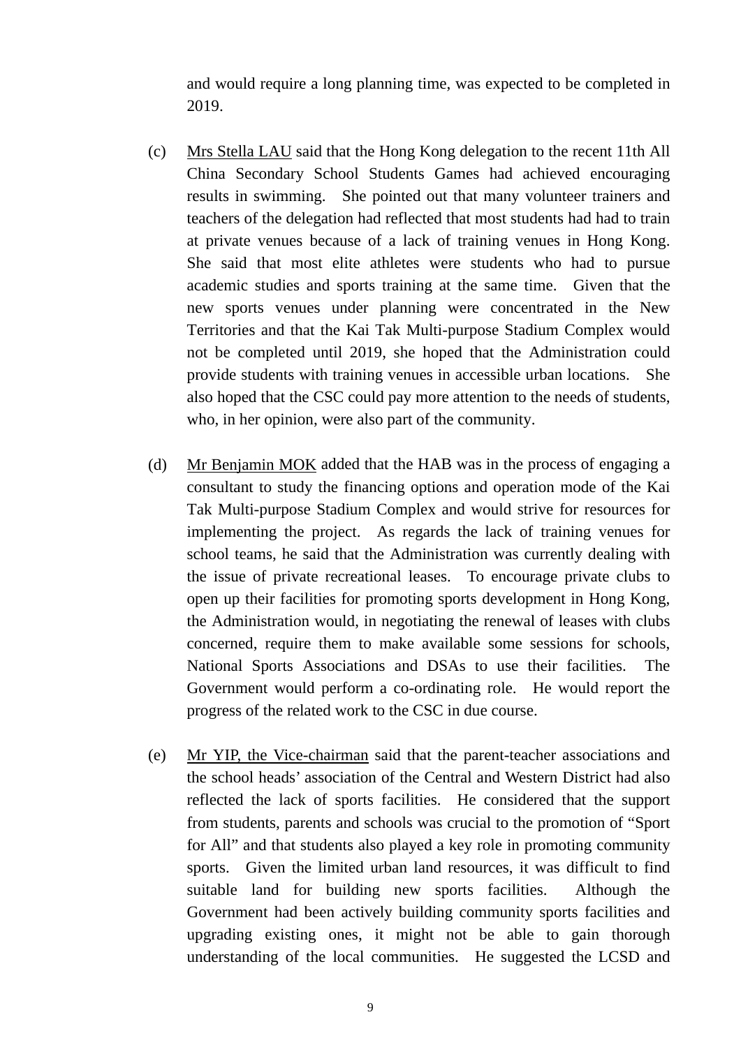and would require a long planning time, was expected to be completed in 2019.

(c) Mrs Stella LAU said that the Hong Kong delegation to the recent 11th All China Secondary School Students Games had achieved encouraging results in swimming. She pointed out that many volunteer trainers and teachers of the delegation had reflected that most students had had to train at private venues because of a lack of training venues in Hong Kong. She said that most elite athletes were students who had to pursue academic studies and sports training at the same time. Given that the new sports venues under planning were concentrated in the New Territories and that the Kai Tak Multi-purpose Stadium Complex would not be completed until 2019, she hoped that the Administration could provide students with training venues in accessible urban locations. She also hoped that the CSC could pay more attention to the needs of students, who, in her opinion, were also part of the community.

(d) Mr Benjamin MOK added that the HAB was in the process of engaging a consultant to study the financing options and operation mode of the Kai Tak Multi-purpose Stadium Complex and would strive for resources for implementing the project. As regards the lack of training venues for school teams, he said that the Administration was currently dealing with the issue of private recreational leases. To encourage private clubs to open up their facilities for promoting sports development in Hong Kong, the Administration would, in negotiating the renewal of leases with clubs concerned, require them to make available some sessions for schools, National Sports Associations and DSAs to use their facilities. The Government would perform a co-ordinating role. He would report the progress of the related work to the CSC in due course.

(e) Mr YIP, the Vice-chairman said that the parent-teacher associations and the school heads' association of the Central and Western District had also reflected the lack of sports facilities. He considered that the support from students, parents and schools was crucial to the promotion of "Sport for All" and that students also played a key role in promoting community sports. Given the limited urban land resources, it was difficult to find suitable land for building new sports facilities. Although the Government had been actively building community sports facilities and upgrading existing ones, it might not be able to gain thorough understanding of the local communities. He suggested the LCSD and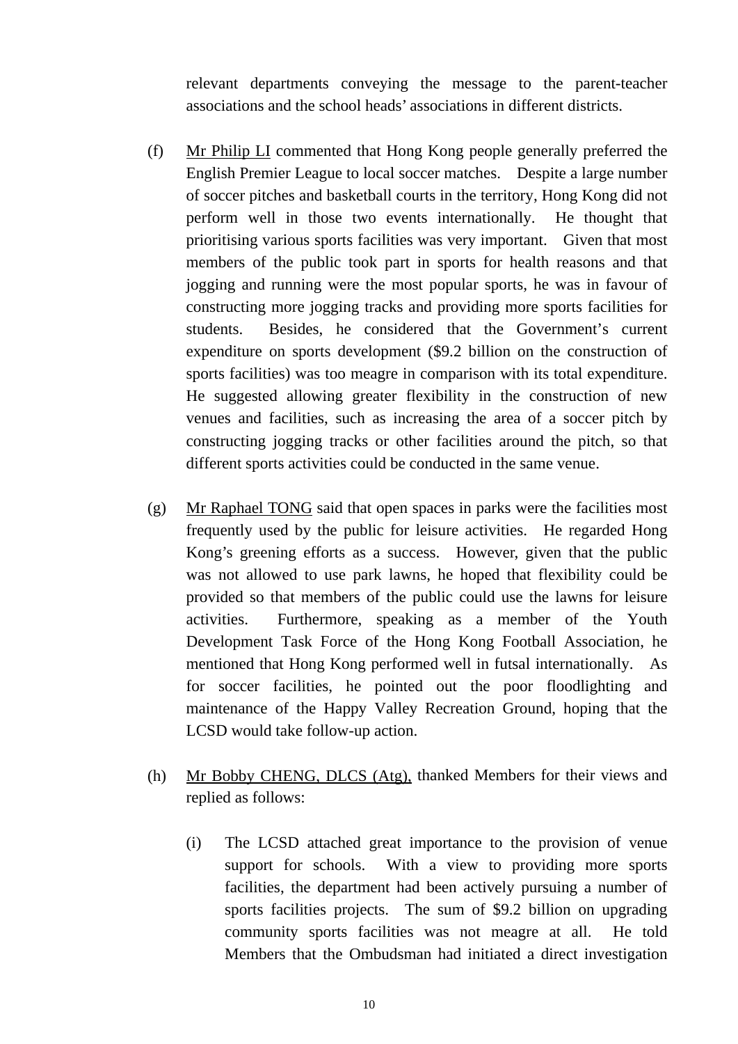relevant departments conveying the message to the parent-teacher associations and the school heads' associations in different districts.

(f) Mr Philip LI commented that Hong Kong people generally preferred the English Premier League to local soccer matches. Despite a large number of soccer pitches and basketball courts in the territory, Hong Kong did not perform well in those two events internationally. He thought that prioritising various sports facilities was very important. Given that most members of the public took part in sports for health reasons and that jogging and running were the most popular sports, he was in favour of constructing more jogging tracks and providing more sports facilities for students. Besides, he considered that the Government's current expenditure on sports development ($9.2 billion on the construction of sports facilities) was too meagre in comparison with its total expenditure. He suggested allowing greater flexibility in the construction of new venues and facilities, such as increasing the area of a soccer pitch by constructing jogging tracks or other facilities around the pitch, so that different sports activities could be conducted in the same venue.

(g) Mr Raphael TONG said that open spaces in parks were the facilities most frequently used by the public for leisure activities. He regarded Hong Kong's greening efforts as a success. However, given that the public was not allowed to use park lawns, he hoped that flexibility could be provided so that members of the public could use the lawns for leisure activities. Furthermore, speaking as a member of the Youth Development Task Force of the Hong Kong Football Association, he mentioned that Hong Kong performed well in futsal internationally. As for soccer facilities, he pointed out the poor floodlighting and maintenance of the Happy Valley Recreation Ground, hoping that the LCSD would take follow-up action.

(h) Mr Bobby CHENG, DLCS (Atg), thanked Members for their views and replied as follows:

   (i) The LCSD attached great importance to the provision of venue support for schools. With a view to providing more sports facilities, the department had been actively pursuing a number of sports facilities projects. The sum of $9.2 billion on upgrading community sports facilities was not meagre at all. He told Members that the Ombudsman had initiated a direct investigation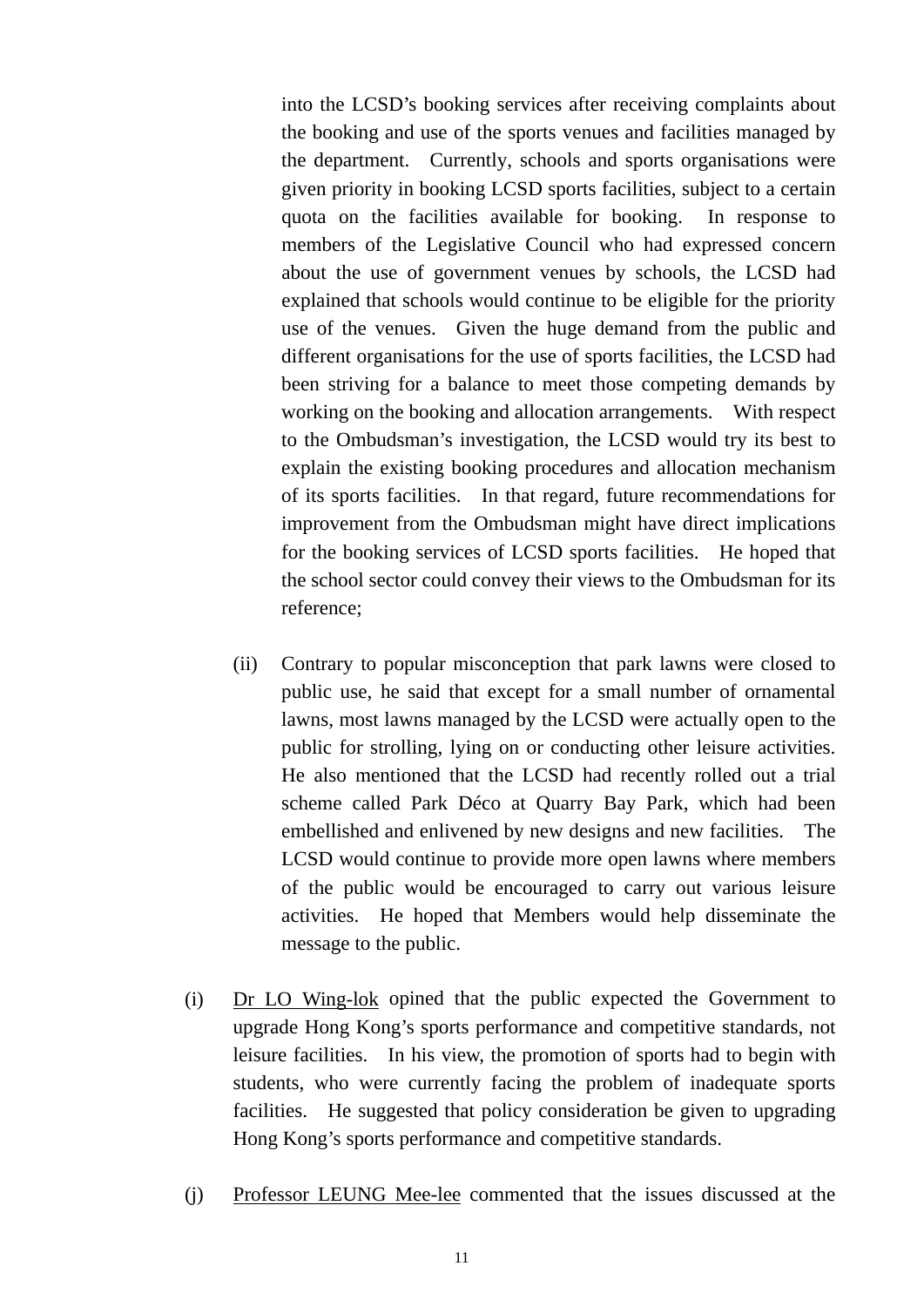into the LCSD's booking services after receiving complaints about the booking and use of the sports venues and facilities managed by the department. Currently, schools and sports organisations were given priority in booking LCSD sports facilities, subject to a certain quota on the facilities available for booking. In response to members of the Legislative Council who had expressed concern about the use of government venues by schools, the LCSD had explained that schools would continue to be eligible for the priority use of the venues. Given the huge demand from the public and different organisations for the use of sports facilities, the LCSD had been striving for a balance to meet those competing demands by working on the booking and allocation arrangements. With respect to the Ombudsman's investigation, the LCSD would try its best to explain the existing booking procedures and allocation mechanism of its sports facilities. In that regard, future recommendations for improvement from the Ombudsman might have direct implications for the booking services of LCSD sports facilities. He hoped that the school sector could convey their views to the Ombudsman for its reference;

(ii) Contrary to popular misconception that park lawns were closed to public use, he said that except for a small number of ornamental lawns, most lawns managed by the LCSD were actually open to the public for strolling, lying on or conducting other leisure activities. He also mentioned that the LCSD had recently rolled out a trial scheme called Park Déco at Quarry Bay Park, which had been embellished and enlivened by new designs and new facilities. The LCSD would continue to provide more open lawns where members of the public would be encouraged to carry out various leisure activities. He hoped that Members would help disseminate the message to the public.

(i) Dr LO Wing-lok opined that the public expected the Government to upgrade Hong Kong's sports performance and competitive standards, not leisure facilities. In his view, the promotion of sports had to begin with students, who were currently facing the problem of inadequate sports facilities. He suggested that policy consideration be given to upgrading Hong Kong's sports performance and competitive standards.

(j) Professor LEUNG Mee-lee commented that the issues discussed at the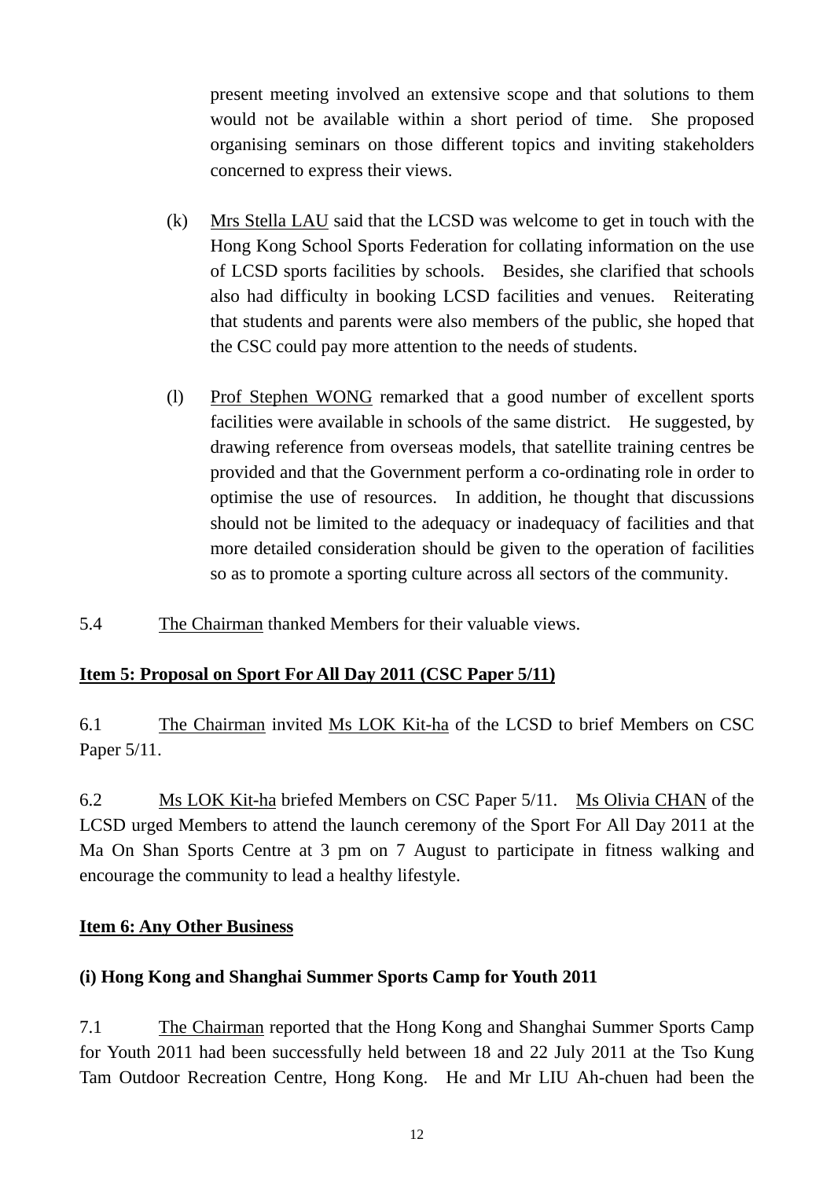present meeting involved an extensive scope and that solutions to them would not be available within a short period of time. She proposed organising seminars on those different topics and inviting stakeholders concerned to express their views.

(k) Mrs Stella LAU said that the LCSD was welcome to get in touch with the Hong Kong School Sports Federation for collating information on the use of LCSD sports facilities by schools. Besides, she clarified that schools also had difficulty in booking LCSD facilities and venues. Reiterating that students and parents were also members of the public, she hoped that the CSC could pay more attention to the needs of students.

(l) Prof Stephen WONG remarked that a good number of excellent sports facilities were available in schools of the same district. He suggested, by drawing reference from overseas models, that satellite training centres be provided and that the Government perform a co-ordinating role in order to optimise the use of resources. In addition, he thought that discussions should not be limited to the adequacy or inadequacy of facilities and that more detailed consideration should be given to the operation of facilities so as to promote a sporting culture across all sectors of the community.

5.4 The Chairman thanked Members for their valuable views.

**Item 5: Proposal on Sport For All Day 2011 (CSC Paper 5/11)**

6.1 The Chairman invited Ms LOK Kit-ha of the LCSD to brief Members on CSC Paper 5/11.

6.2 Ms LOK Kit-ha briefed Members on CSC Paper 5/11. Ms Olivia CHAN of the LCSD urged Members to attend the launch ceremony of the Sport For All Day 2011 at the Ma On Shan Sports Centre at 3 pm on 7 August to participate in fitness walking and encourage the community to lead a healthy lifestyle.

**Item 6: Any Other Business**

**(i) Hong Kong and Shanghai Summer Sports Camp for Youth 2011**

7.1 The Chairman reported that the Hong Kong and Shanghai Summer Sports Camp for Youth 2011 had been successfully held between 18 and 22 July 2011 at the Tso Kung Tam Outdoor Recreation Centre, Hong Kong. He and Mr LIU Ah-chuen had been the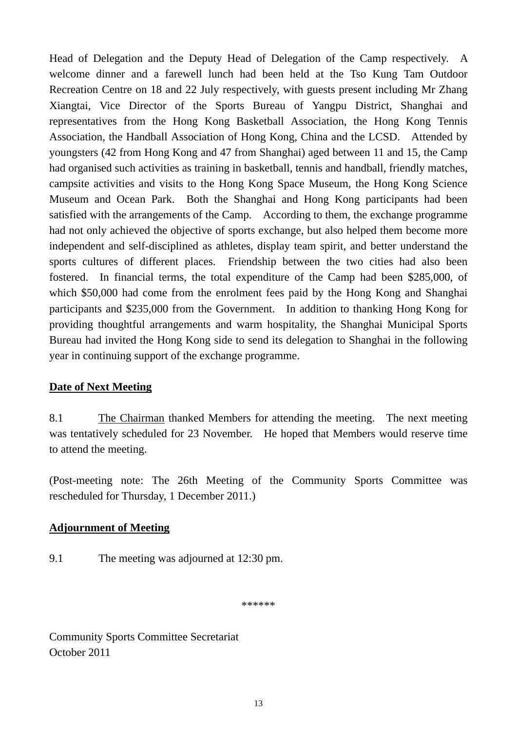Head of Delegation and the Deputy Head of Delegation of the Camp respectively. A welcome dinner and a farewell lunch had been held at the Tso Kung Tam Outdoor Recreation Centre on 18 and 22 July respectively, with guests present including Mr Zhang Xiangtai, Vice Director of the Sports Bureau of Yangpu District, Shanghai and representatives from the Hong Kong Basketball Association, the Hong Kong Tennis Association, the Handball Association of Hong Kong, China and the LCSD. Attended by youngsters (42 from Hong Kong and 47 from Shanghai) aged between 11 and 15, the Camp had organised such activities as training in basketball, tennis and handball, friendly matches, campsite activities and visits to the Hong Kong Space Museum, the Hong Kong Science Museum and Ocean Park. Both the Shanghai and Hong Kong participants had been satisfied with the arrangements of the Camp. According to them, the exchange programme had not only achieved the objective of sports exchange, but also helped them become more independent and self-disciplined as athletes, display team spirit, and better understand the sports cultures of different places. Friendship between the two cities had also been fostered. In financial terms, the total expenditure of the Camp had been $285,000, of which $50,000 had come from the enrolment fees paid by the Hong Kong and Shanghai participants and $235,000 from the Government. In addition to thanking Hong Kong for providing thoughtful arrangements and warm hospitality, the Shanghai Municipal Sports Bureau had invited the Hong Kong side to send its delegation to Shanghai in the following year in continuing support of the exchange programme.

**Date of Next Meeting**

8.1 The Chairman thanked Members for attending the meeting. The next meeting was tentatively scheduled for 23 November. He hoped that Members would reserve time to attend the meeting.

(Post-meeting note: The 26th Meeting of the Community Sports Committee was rescheduled for Thursday, 1 December 2011.)

**Adjournment of Meeting**

9.1 The meeting was adjourned at 12:30 pm.

******

Community Sports Committee Secretariat
October 2011